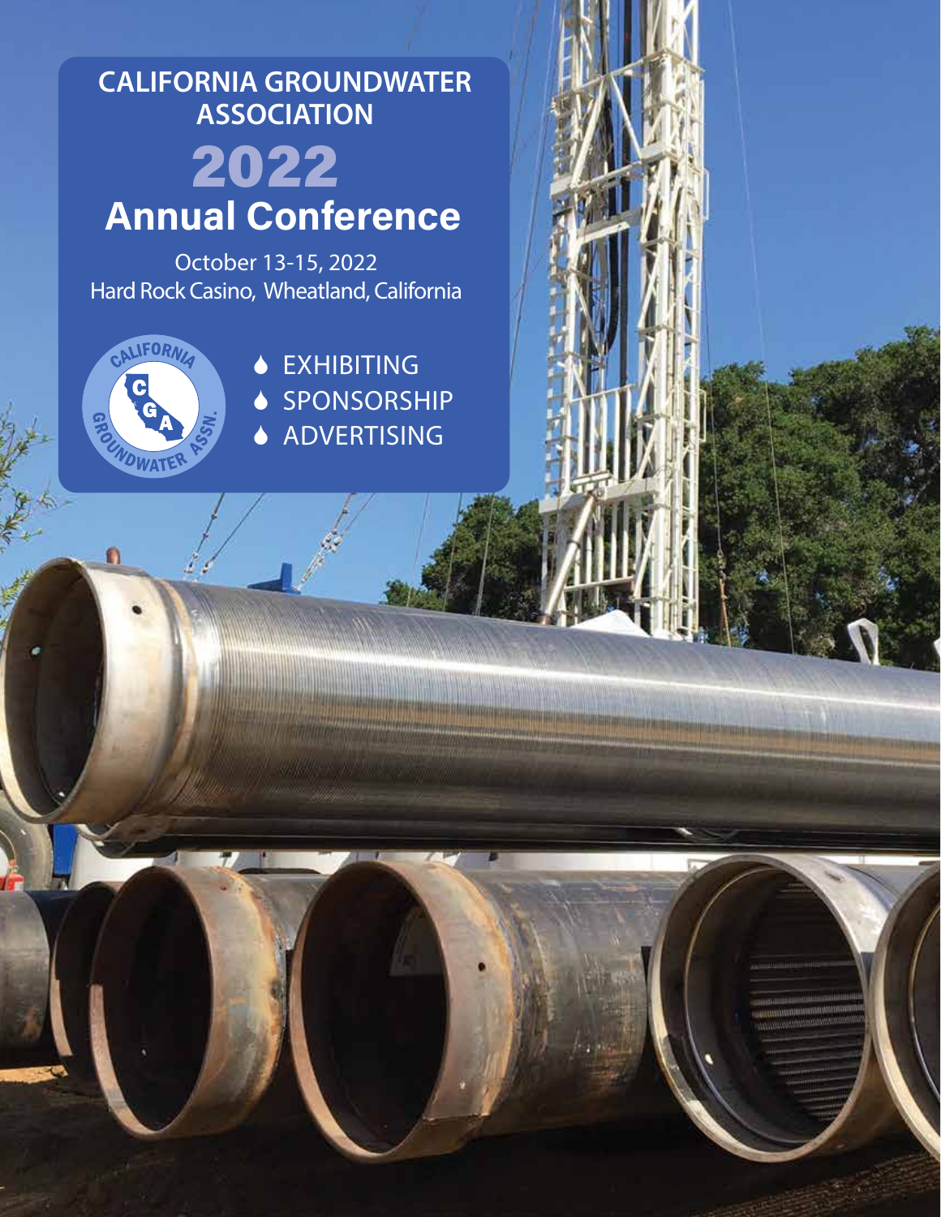# CALIFORNIA GROUNDWATER ASSOCIATION

# 2022 Annual Conference

October 13-15, 2022
Hard Rock Casino, Wheatland, California

- EXHIBITING
- SPONSORSHIP
- ADVERTISING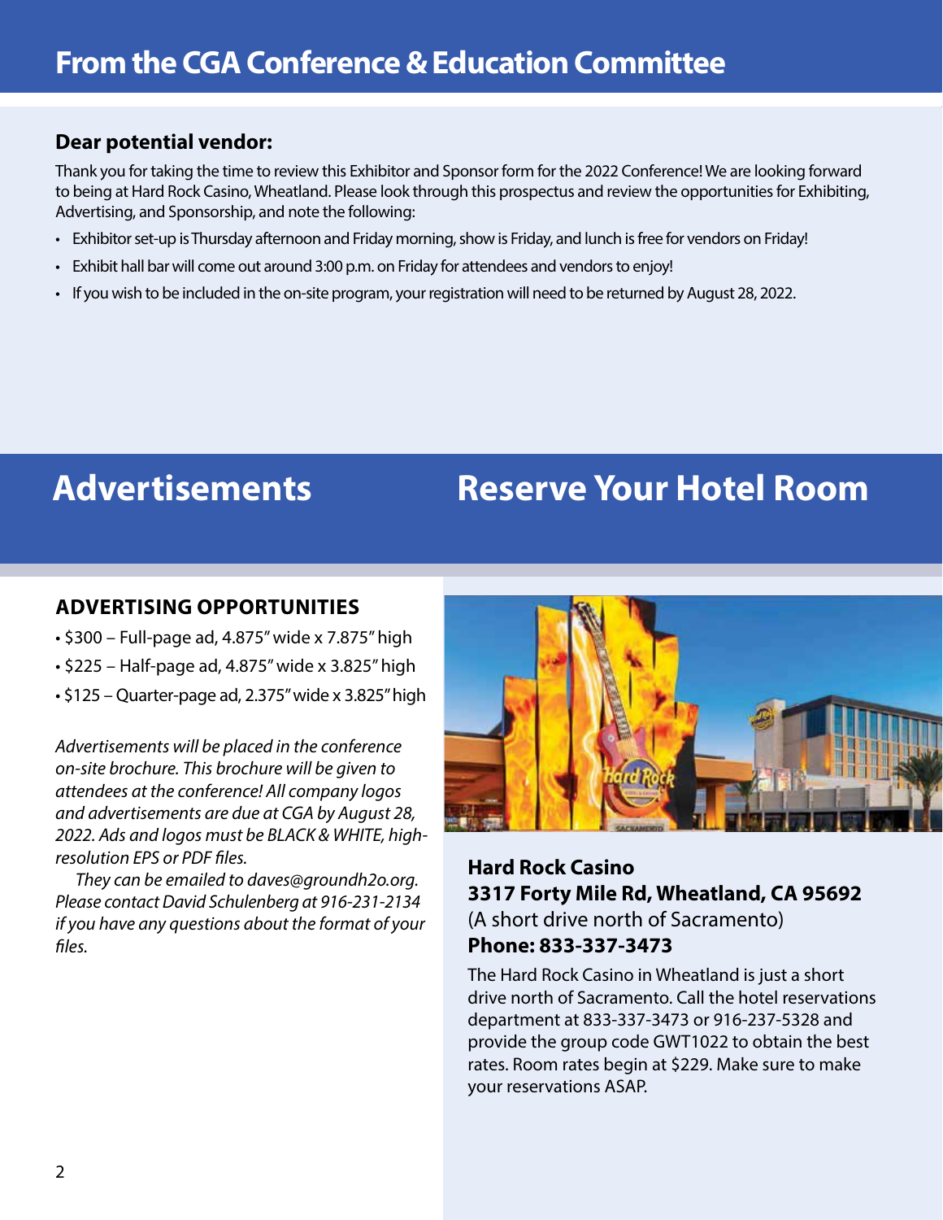# From the CGA Conference & Education Committee

**Dear potential vendor:**

Thank you for taking the time to review this Exhibitor and Sponsor form for the 2022 Conference! We are looking forward to being at Hard Rock Casino, Wheatland. Please look through this prospectus and review the opportunities for Exhibiting, Advertising, and Sponsorship, and note the following:

- Exhibitor set-up is Thursday afternoon and Friday morning, show is Friday, and lunch is free for vendors on Friday!
- Exhibit hall bar will come out around 3:00 p.m. on Friday for attendees and vendors to enjoy!
- If you wish to be included in the on-site program, your registration will need to be returned by August 28, 2022.

# Advertisements

### ADVERTISING OPPORTUNITIES

- $300 – Full-page ad, 4.875" wide x 7.875" high
- $225 – Half-page ad, 4.875" wide x 3.825" high
- $125 – Quarter-page ad, 2.375" wide x 3.825" high

*Advertisements will be placed in the conference on-site brochure. This brochure will be given to attendees at the conference! All company logos and advertisements are due at CGA by August 28, 2022. Ads and logos must be BLACK & WHITE, high-resolution EPS or PDF files.*

*They can be emailed to daves@groundh2o.org. Please contact David Schulenberg at 916-231-2134 if you have any questions about the format of your files.*

# Reserve Your Hotel Room

**Hard Rock Casino**
**3317 Forty Mile Rd, Wheatland, CA 95692**
(A short drive north of Sacramento)
**Phone: 833-337-3473**

The Hard Rock Casino in Wheatland is just a short drive north of Sacramento. Call the hotel reservations department at 833-337-3473 or 916-237-5328 and provide the group code GWT1022 to obtain the best rates. Room rates begin at $229. Make sure to make your reservations ASAP.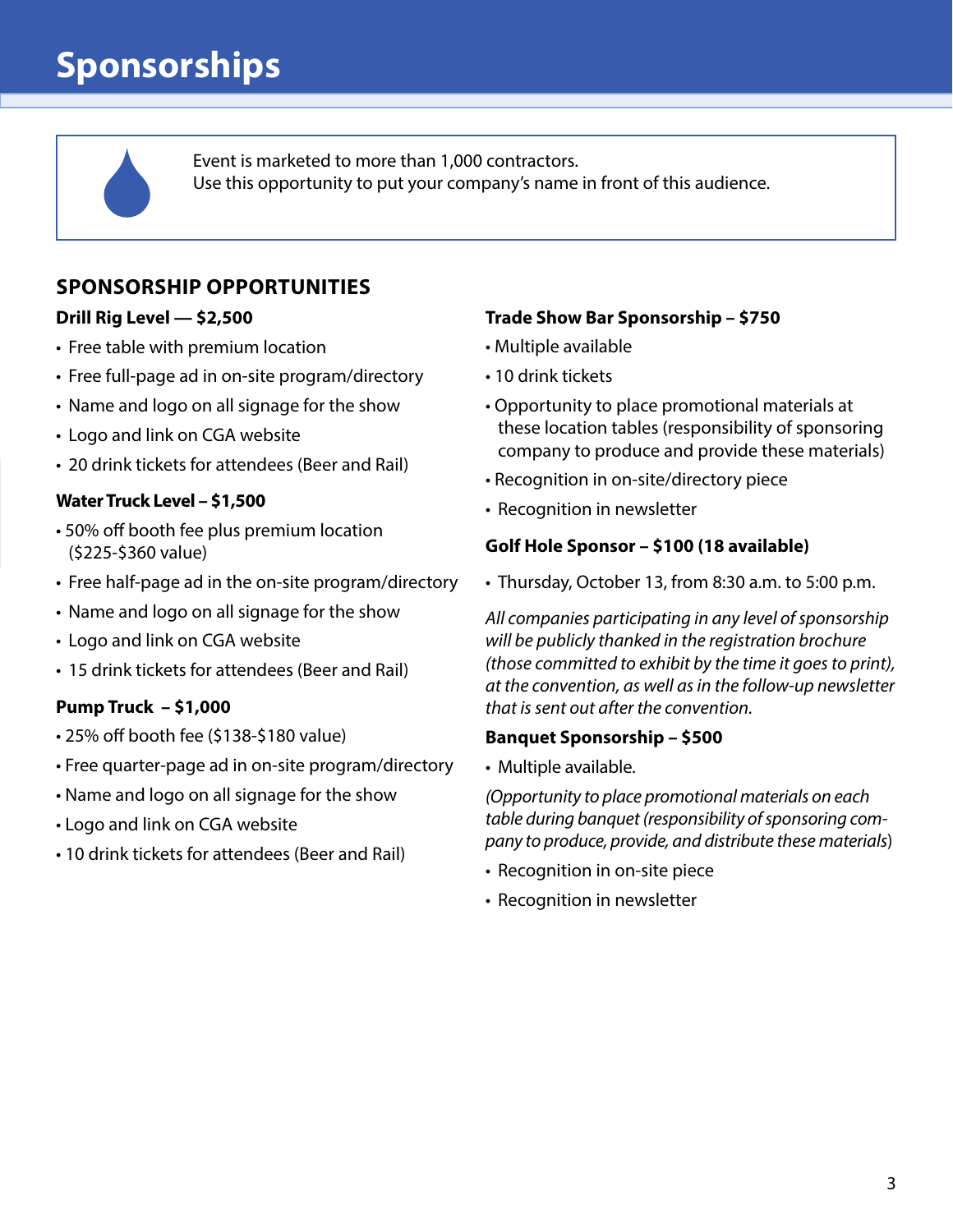# Sponsorships

Event is marketed to more than 1,000 contractors.
Use this opportunity to put your company's name in front of this audience.

## SPONSORSHIP OPPORTUNITIES

### Drill Rig Level — $2,500

- Free table with premium location
- Free full-page ad in on-site program/directory
- Name and logo on all signage for the show
- Logo and link on CGA website
- 20 drink tickets for attendees (Beer and Rail)

### Water Truck Level – $1,500

- 50% off booth fee plus premium location ($225-$360 value)
- Free half-page ad in the on-site program/directory
- Name and logo on all signage for the show
- Logo and link on CGA website
- 15 drink tickets for attendees (Beer and Rail)

### Pump Truck – $1,000

- 25% off booth fee ($138-$180 value)
- Free quarter-page ad in on-site program/directory
- Name and logo on all signage for the show
- Logo and link on CGA website
- 10 drink tickets for attendees (Beer and Rail)

### Trade Show Bar Sponsorship – $750

- Multiple available
- 10 drink tickets
- Opportunity to place promotional materials at these location tables (responsibility of sponsoring company to produce and provide these materials)
- Recognition in on-site/directory piece
- Recognition in newsletter

### Golf Hole Sponsor – $100 (18 available)

- Thursday, October 13, from 8:30 a.m. to 5:00 p.m.

*All companies participating in any level of sponsorship will be publicly thanked in the registration brochure (those committed to exhibit by the time it goes to print), at the convention, as well as in the follow-up newsletter that is sent out after the convention.*

### Banquet Sponsorship – $500

- Multiple available.

*(Opportunity to place promotional materials on each table during banquet (responsibility of sponsoring company to produce, provide, and distribute these materials*)

- Recognition in on-site piece
- Recognition in newsletter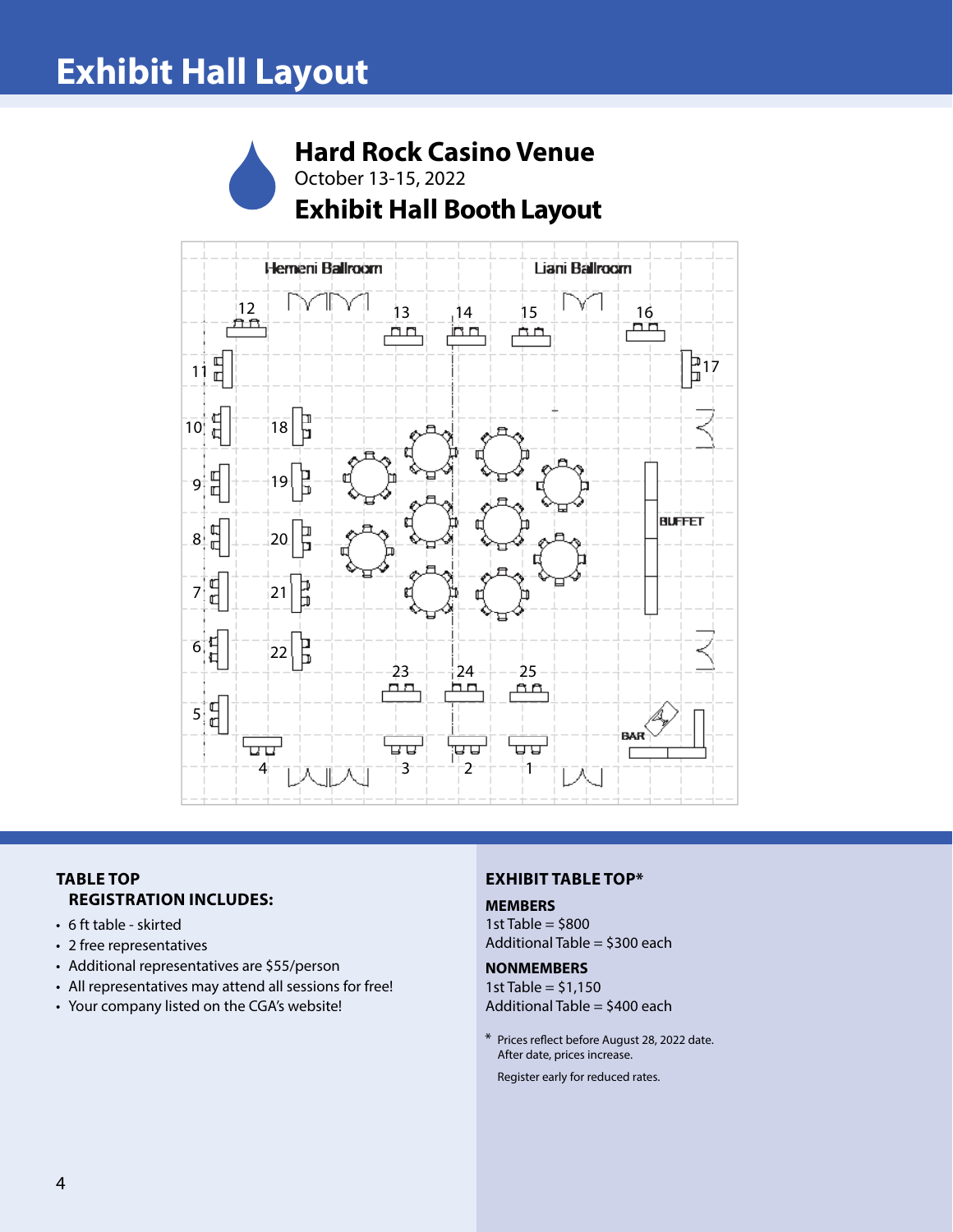# Exhibit Hall Layout

## Hard Rock Casino Venue

October 13-15, 2022

## Exhibit Hall Booth Layout

Hemeni Ballroom

Liani Ballroom

12 13 14 15 16

11 17

10 18

9 19

8 20 BUFFET

7 21

6 22

23 24 25

5

BAR

4 3 2 1

### TABLE TOP REGISTRATION INCLUDES:

- 6 ft table - skirted
- 2 free representatives
- Additional representatives are $55/person
- All representatives may attend all sessions for free!
- Your company listed on the CGA's website!

### EXHIBIT TABLE TOP*

**MEMBERS**

1st Table = $800
Additional Table = $300 each

**NONMEMBERS**

1st Table = $1,150
Additional Table = $400 each

* Prices reflect before August 28, 2022 date. After date, prices increase.

Register early for reduced rates.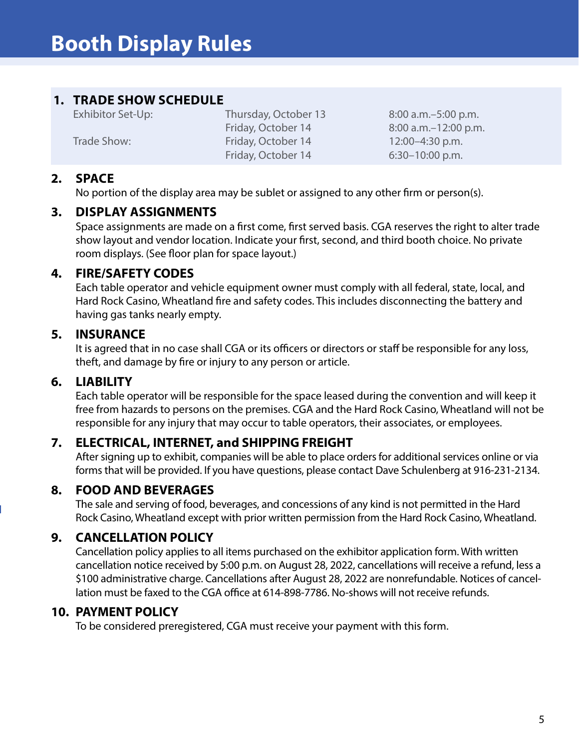# Booth Display Rules

## 1. TRADE SHOW SCHEDULE

| | | |
|---|---|---|
| Exhibitor Set-Up: | Thursday, October 13 | 8:00 a.m.–5:00 p.m. |
| | Friday, October 14 | 8:00 a.m.–12:00 p.m. |
| Trade Show: | Friday, October 14 | 12:00–4:30 p.m. |
| | Friday, October 14 | 6:30–10:00 p.m. |

## 2. SPACE

No portion of the display area may be sublet or assigned to any other firm or person(s).

## 3. DISPLAY ASSIGNMENTS

Space assignments are made on a first come, first served basis. CGA reserves the right to alter trade show layout and vendor location. Indicate your first, second, and third booth choice. No private room displays. (See floor plan for space layout.)

## 4. FIRE/SAFETY CODES

Each table operator and vehicle equipment owner must comply with all federal, state, local, and Hard Rock Casino, Wheatland fire and safety codes. This includes disconnecting the battery and having gas tanks nearly empty.

## 5. INSURANCE

It is agreed that in no case shall CGA or its officers or directors or staff be responsible for any loss, theft, and damage by fire or injury to any person or article.

## 6. LIABILITY

Each table operator will be responsible for the space leased during the convention and will keep it free from hazards to persons on the premises. CGA and the Hard Rock Casino, Wheatland will not be responsible for any injury that may occur to table operators, their associates, or employees.

## 7. ELECTRICAL, INTERNET, and SHIPPING FREIGHT

After signing up to exhibit, companies will be able to place orders for additional services online or via forms that will be provided. If you have questions, please contact Dave Schulenberg at 916-231-2134.

## 8. FOOD AND BEVERAGES

The sale and serving of food, beverages, and concessions of any kind is not permitted in the Hard Rock Casino, Wheatland except with prior written permission from the Hard Rock Casino, Wheatland.

## 9. CANCELLATION POLICY

Cancellation policy applies to all items purchased on the exhibitor application form. With written cancellation notice received by 5:00 p.m. on August 28, 2022, cancellations will receive a refund, less a $100 administrative charge. Cancellations after August 28, 2022 are nonrefundable. Notices of cancellation must be faxed to the CGA office at 614-898-7786. No-shows will not receive refunds.

## 10. PAYMENT POLICY

To be considered preregistered, CGA must receive your payment with this form.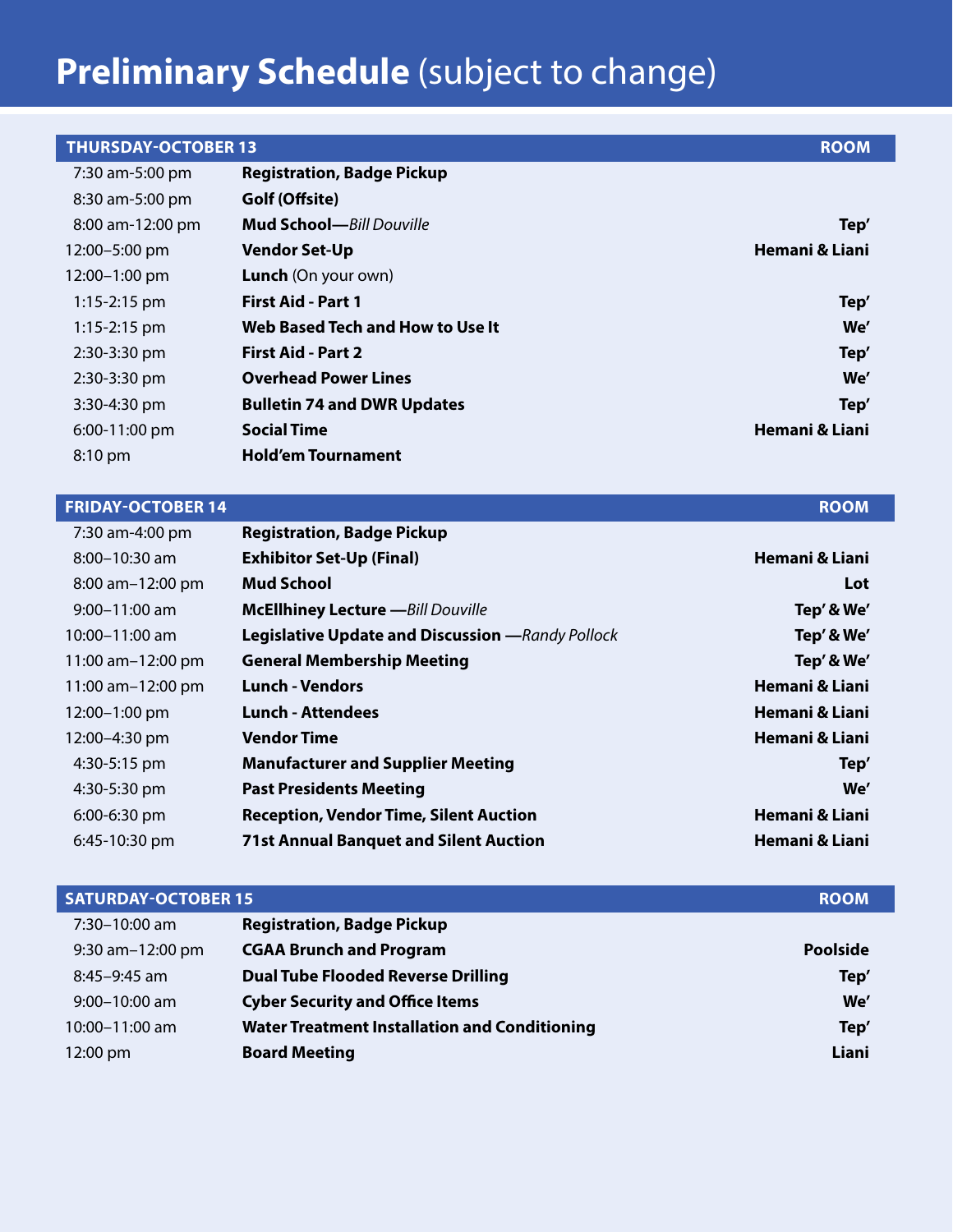# **Preliminary Schedule** (subject to change)

| THURSDAY-OCTOBER 13 | | ROOM |
|---|---|---|
| 7:30 am-5:00 pm | **Registration, Badge Pickup** | |
| 8:30 am-5:00 pm | **Golf (Offsite)** | |
| 8:00 am-12:00 pm | **Mud School—***Bill Douville* | **Tep'** |
| 12:00–5:00 pm | **Vendor Set-Up** | **Hemani & Liani** |
| 12:00–1:00 pm | **Lunch** (On your own) | |
| 1:15-2:15 pm | **First Aid - Part 1** | **Tep'** |
| 1:15-2:15 pm | **Web Based Tech and How to Use It** | **We'** |
| 2:30-3:30 pm | **First Aid - Part 2** | **Tep'** |
| 2:30-3:30 pm | **Overhead Power Lines** | **We'** |
| 3:30-4:30 pm | **Bulletin 74 and DWR Updates** | **Tep'** |
| 6:00-11:00 pm | **Social Time** | **Hemani & Liani** |
| 8:10 pm | **Hold'em Tournament** | |

| FRIDAY-OCTOBER 14 | | ROOM |
|---|---|---|
| 7:30 am-4:00 pm | **Registration, Badge Pickup** | |
| 8:00–10:30 am | **Exhibitor Set-Up (Final)** | **Hemani & Liani** |
| 8:00 am–12:00 pm | **Mud School** | **Lot** |
| 9:00–11:00 am | **McEllhiney Lecture —***Bill Douville* | **Tep' & We'** |
| 10:00–11:00 am | **Legislative Update and Discussion —***Randy Pollock* | **Tep' & We'** |
| 11:00 am–12:00 pm | **General Membership Meeting** | **Tep' & We'** |
| 11:00 am–12:00 pm | **Lunch - Vendors** | **Hemani & Liani** |
| 12:00–1:00 pm | **Lunch - Attendees** | **Hemani & Liani** |
| 12:00–4:30 pm | **Vendor Time** | **Hemani & Liani** |
| 4:30-5:15 pm | **Manufacturer and Supplier Meeting** | **Tep'** |
| 4:30-5:30 pm | **Past Presidents Meeting** | **We'** |
| 6:00-6:30 pm | **Reception, Vendor Time, Silent Auction** | **Hemani & Liani** |
| 6:45-10:30 pm | **71st Annual Banquet and Silent Auction** | **Hemani & Liani** |

| SATURDAY-OCTOBER 15 | | ROOM |
|---|---|---|
| 7:30–10:00 am | **Registration, Badge Pickup** | |
| 9:30 am–12:00 pm | **CGAA Brunch and Program** | **Poolside** |
| 8:45–9:45 am | **Dual Tube Flooded Reverse Drilling** | **Tep'** |
| 9:00–10:00 am | **Cyber Security and Office Items** | **We'** |
| 10:00–11:00 am | **Water Treatment Installation and Conditioning** | **Tep'** |
| 12:00 pm | **Board Meeting** | **Liani** |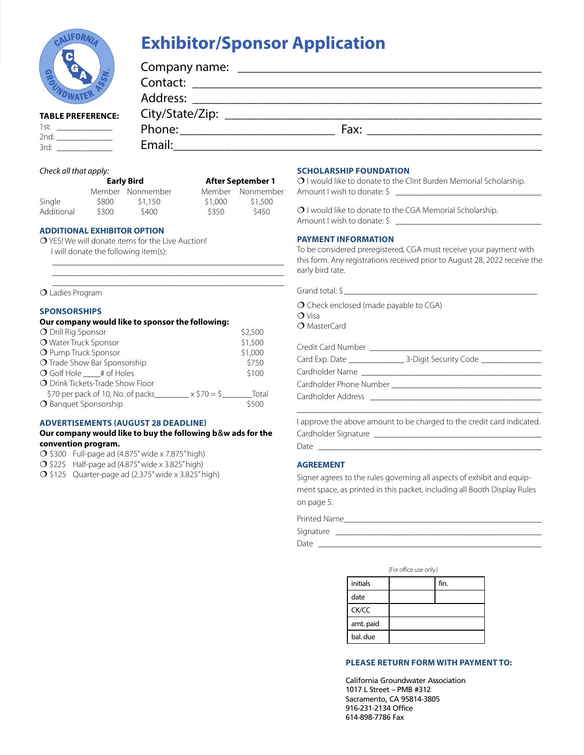# Exhibitor/Sponsor Application

Company name: ______________________________

Contact: ______________________________

Address: ______________________________

City/State/Zip: ______________________________

Phone: ______________________ Fax: ______________________

Email: ______________________________

**TABLE PREFERENCE:**

1st: ____________

2nd: ____________

3rd: ____________

*Check all that apply:*

| | Early Bird | | After September 1 | |
|---|---|---|---|---|
| | Member | Nonmember | Member | Nonmember |
| Single | $800 | $1,150 | $1,000 | $1,500 |
| Additional | $300 | $400 | $350 | $450 |

## ADDITIONAL EXHIBITOR OPTION

❍ YES! We will donate items for the Live Auction!
I will donate the following item(s):

______________________________

______________________________

______________________________

❍ Ladies Program

## SPONSORSHIPS

**Our company would like to sponsor the following:**

| | |
|---|---|
| ❍ Drill Rig Sponsor | $2,500 |
| ❍ Water Truck Sponsor | $1,500 |
| ❍ Pump Truck Sponsor | $1,000 |
| ❍ Trade Show Bar Sponsorship | $750 |
| ❍ Golf Hole ____# of Holes | $100 |
| ❍ Drink Tickets-Trade Show Floor | |
| $70 per pack of 10, No. of packs________ x $70 = $_______Total | |
| ❍ Banquet Sponsorship | $500 |

## ADVERTISEMENTS (AUGUST 28 DEADLINE)

**Our company would like to buy the following b&w ads for the convention program.**

❍ $300 Full-page ad (4.875" wide x 7.875" high)

❍ $225 Half-page ad (4.875" wide x 3.825" high)

❍ $125 Quarter-page ad (2.375" wide x 3.825" high)

## SCHOLARSHIP FOUNDATION

❍ I would like to donate to the Clint Burden Memorial Scholarship.
Amount I wish to donate: $ ______________________

❍ I would like to donate to the CGA Memorial Scholarship.
Amount I wish to donate: $ ______________________

## PAYMENT INFORMATION

To be considered preregistered, CGA must receive your payment with this form. Any registrations received prior to August 28, 2022 receive the early bird rate.

Grand total: $ ______________________

❍ Check enclosed (made payable to CGA)

❍ Visa

❍ MasterCard

Credit Card Number ______________________

Card Exp. Date ____________ 3-Digit Security Code ____________

Cardholder Name ______________________

Cardholder Phone Number ______________________

Cardholder Address ______________________

______________________________

I approve the above amount to be charged to the credit card indicated.

Cardholder Signature ______________________

Date ______________________

## AGREEMENT

Signer agrees to the rules governing all aspects of exhibit and equipment space, as printed in this packet, including all Booth Display Rules on page 5.

Printed Name______________________

Signature ______________________

Date ______________________

(For office use only.)

| | | |
|---|---|---|
| initials | | fin. |
| date | | |
| CK/CC | | |
| amt. paid | | |
| bal. due | | |

## PLEASE RETURN FORM WITH PAYMENT TO:

California Groundwater Association
1017 L Street – PMB #312
Sacramento, CA 95814-3805
916-231-2134 Office
614-898-7786 Fax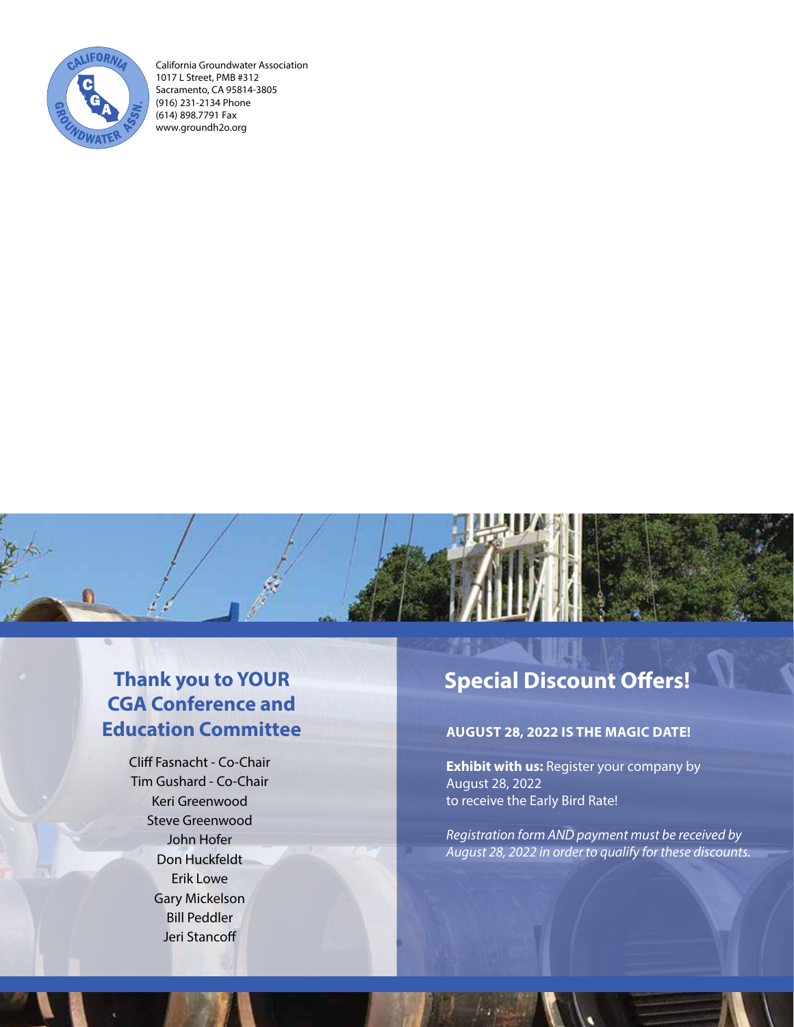California Groundwater Association
1017 L Street, PMB #312
Sacramento, CA 95814-3805
(916) 231-2134 Phone
(614) 898.7791 Fax
www.groundh2o.org

## Thank you to YOUR CGA Conference and Education Committee

Cliff Fasnacht - Co-Chair
Tim Gushard - Co-Chair
Keri Greenwood
Steve Greenwood
John Hofer
Don Huckfeldt
Erik Lowe
Gary Mickelson
Bill Peddler
Jeri Stancoff

## Special Discount Offers!

**AUGUST 28, 2022 IS THE MAGIC DATE!**

**Exhibit with us:** Register your company by August 28, 2022 to receive the Early Bird Rate!

*Registration form AND payment must be received by August 28, 2022 in order to qualify for these discounts.*